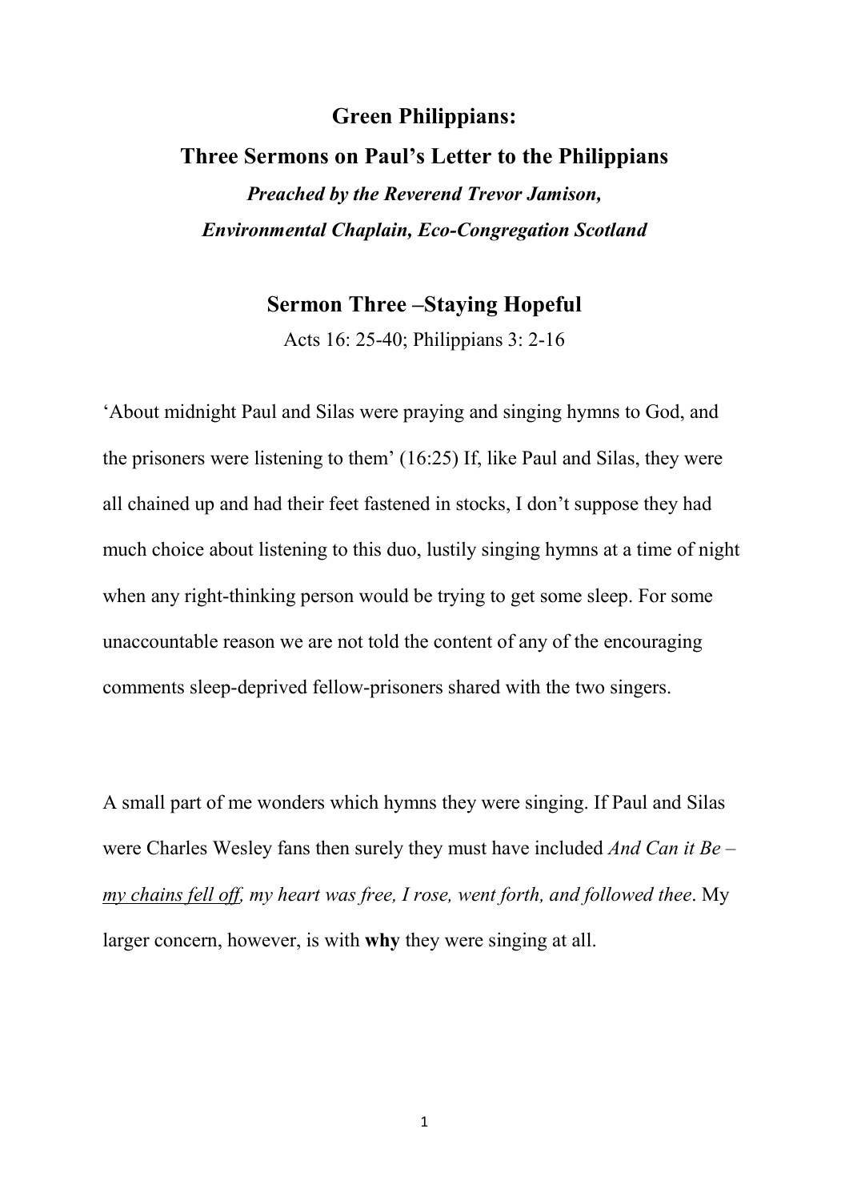# Green Philippians:

# Three Sermons on Paul's Letter to the Philippians

***Preached by the Reverend Trevor Jamison,***
***Environmental Chaplain, Eco-Congregation Scotland***

## Sermon Three –Staying Hopeful

Acts 16: 25-40; Philippians 3: 2-16

'About midnight Paul and Silas were praying and singing hymns to God, and the prisoners were listening to them' (16:25) If, like Paul and Silas, they were all chained up and had their feet fastened in stocks, I don't suppose they had much choice about listening to this duo, lustily singing hymns at a time of night when any right-thinking person would be trying to get some sleep. For some unaccountable reason we are not told the content of any of the encouraging comments sleep-deprived fellow-prisoners shared with the two singers.

A small part of me wonders which hymns they were singing. If Paul and Silas were Charles Wesley fans then surely they must have included *And Can it Be – <u>my chains fell off</u>, my heart was free, I rose, went forth, and followed thee*. My larger concern, however, is with **why** they were singing at all.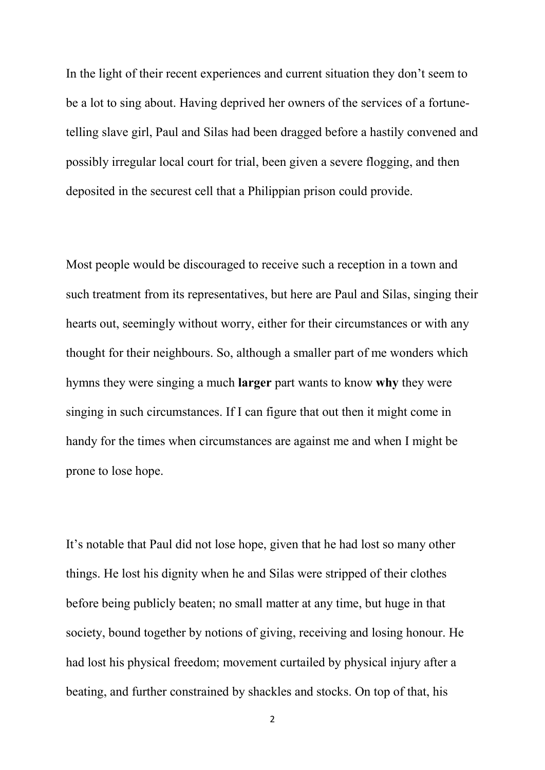In the light of their recent experiences and current situation they don't seem to be a lot to sing about. Having deprived her owners of the services of a fortune-telling slave girl, Paul and Silas had been dragged before a hastily convened and possibly irregular local court for trial, been given a severe flogging, and then deposited in the securest cell that a Philippian prison could provide.

Most people would be discouraged to receive such a reception in a town and such treatment from its representatives, but here are Paul and Silas, singing their hearts out, seemingly without worry, either for their circumstances or with any thought for their neighbours. So, although a smaller part of me wonders which hymns they were singing a much **larger** part wants to know **why** they were singing in such circumstances. If I can figure that out then it might come in handy for the times when circumstances are against me and when I might be prone to lose hope.

It's notable that Paul did not lose hope, given that he had lost so many other things. He lost his dignity when he and Silas were stripped of their clothes before being publicly beaten; no small matter at any time, but huge in that society, bound together by notions of giving, receiving and losing honour. He had lost his physical freedom; movement curtailed by physical injury after a beating, and further constrained by shackles and stocks. On top of that, his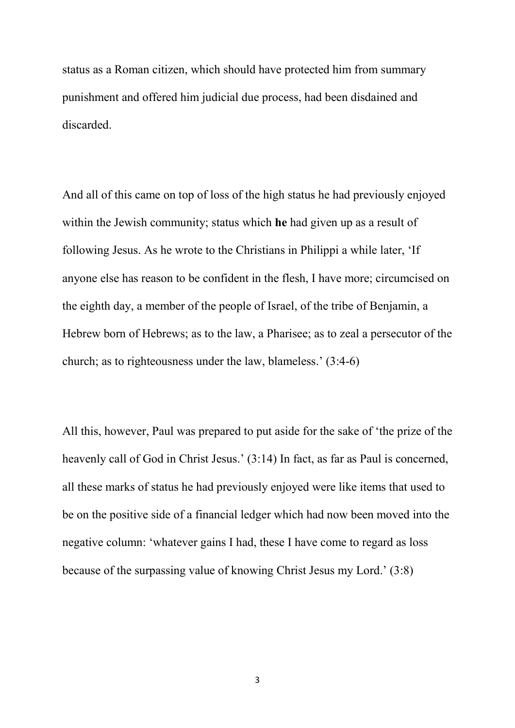status as a Roman citizen, which should have protected him from summary punishment and offered him judicial due process, had been disdained and discarded.

And all of this came on top of loss of the high status he had previously enjoyed within the Jewish community; status which **he** had given up as a result of following Jesus. As he wrote to the Christians in Philippi a while later, 'If anyone else has reason to be confident in the flesh, I have more; circumcised on the eighth day, a member of the people of Israel, of the tribe of Benjamin, a Hebrew born of Hebrews; as to the law, a Pharisee; as to zeal a persecutor of the church; as to righteousness under the law, blameless.' (3:4-6)

All this, however, Paul was prepared to put aside for the sake of 'the prize of the heavenly call of God in Christ Jesus.' (3:14) In fact, as far as Paul is concerned, all these marks of status he had previously enjoyed were like items that used to be on the positive side of a financial ledger which had now been moved into the negative column: 'whatever gains I had, these I have come to regard as loss because of the surpassing value of knowing Christ Jesus my Lord.' (3:8)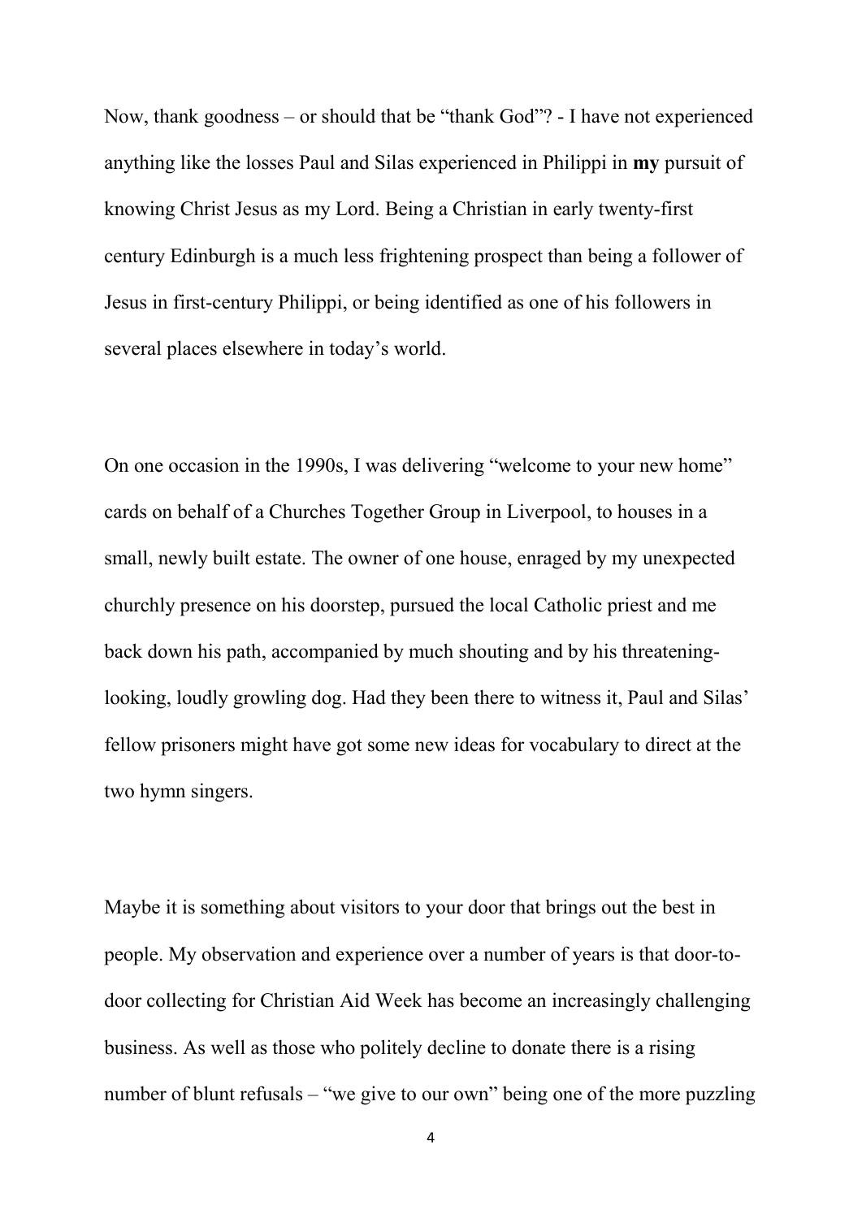Now, thank goodness – or should that be "thank God"? - I have not experienced anything like the losses Paul and Silas experienced in Philippi in **my** pursuit of knowing Christ Jesus as my Lord. Being a Christian in early twenty-first century Edinburgh is a much less frightening prospect than being a follower of Jesus in first-century Philippi, or being identified as one of his followers in several places elsewhere in today's world.

On one occasion in the 1990s, I was delivering "welcome to your new home" cards on behalf of a Churches Together Group in Liverpool, to houses in a small, newly built estate. The owner of one house, enraged by my unexpected churchly presence on his doorstep, pursued the local Catholic priest and me back down his path, accompanied by much shouting and by his threatening-looking, loudly growling dog. Had they been there to witness it, Paul and Silas' fellow prisoners might have got some new ideas for vocabulary to direct at the two hymn singers.

Maybe it is something about visitors to your door that brings out the best in people. My observation and experience over a number of years is that door-to-door collecting for Christian Aid Week has become an increasingly challenging business. As well as those who politely decline to donate there is a rising number of blunt refusals – "we give to our own" being one of the more puzzling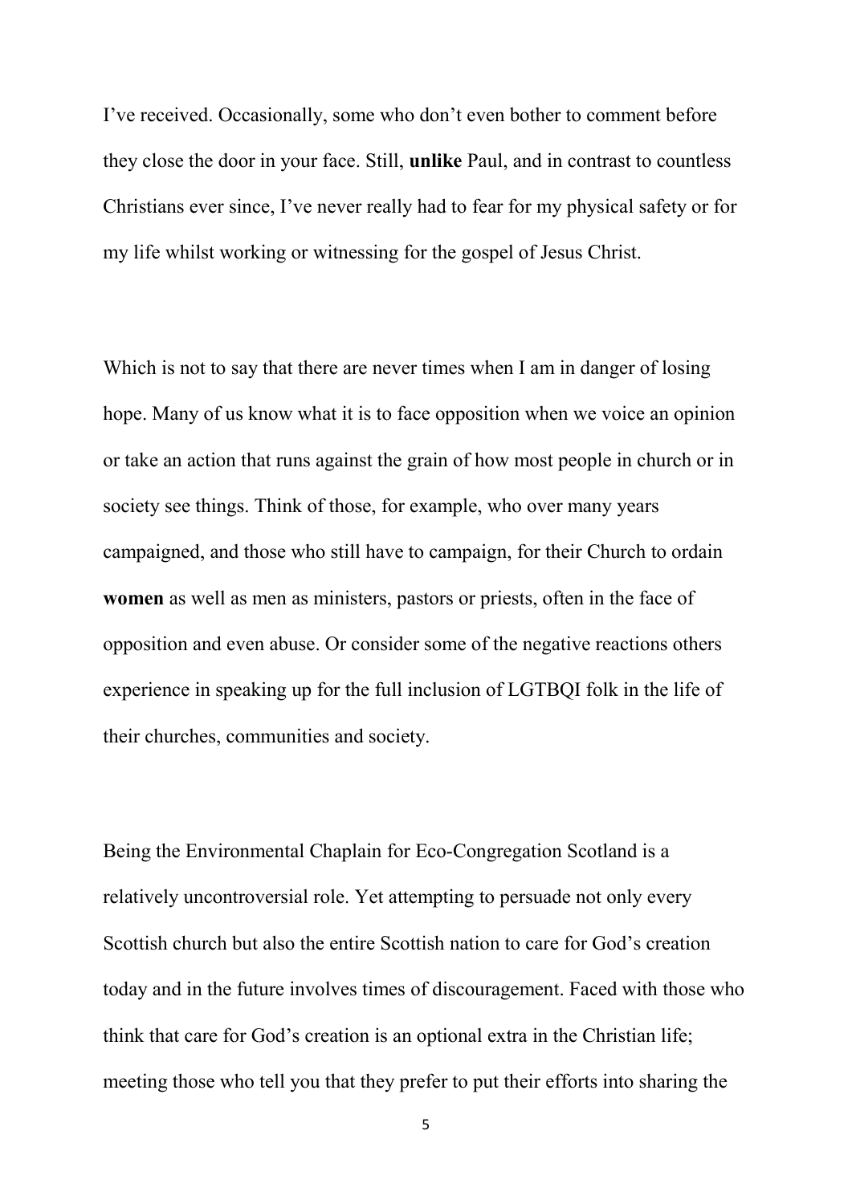I've received. Occasionally, some who don't even bother to comment before they close the door in your face. Still, **unlike** Paul, and in contrast to countless Christians ever since, I've never really had to fear for my physical safety or for my life whilst working or witnessing for the gospel of Jesus Christ.

Which is not to say that there are never times when I am in danger of losing hope. Many of us know what it is to face opposition when we voice an opinion or take an action that runs against the grain of how most people in church or in society see things. Think of those, for example, who over many years campaigned, and those who still have to campaign, for their Church to ordain **women** as well as men as ministers, pastors or priests, often in the face of opposition and even abuse. Or consider some of the negative reactions others experience in speaking up for the full inclusion of LGTBQI folk in the life of their churches, communities and society.

Being the Environmental Chaplain for Eco-Congregation Scotland is a relatively uncontroversial role. Yet attempting to persuade not only every Scottish church but also the entire Scottish nation to care for God's creation today and in the future involves times of discouragement. Faced with those who think that care for God's creation is an optional extra in the Christian life; meeting those who tell you that they prefer to put their efforts into sharing the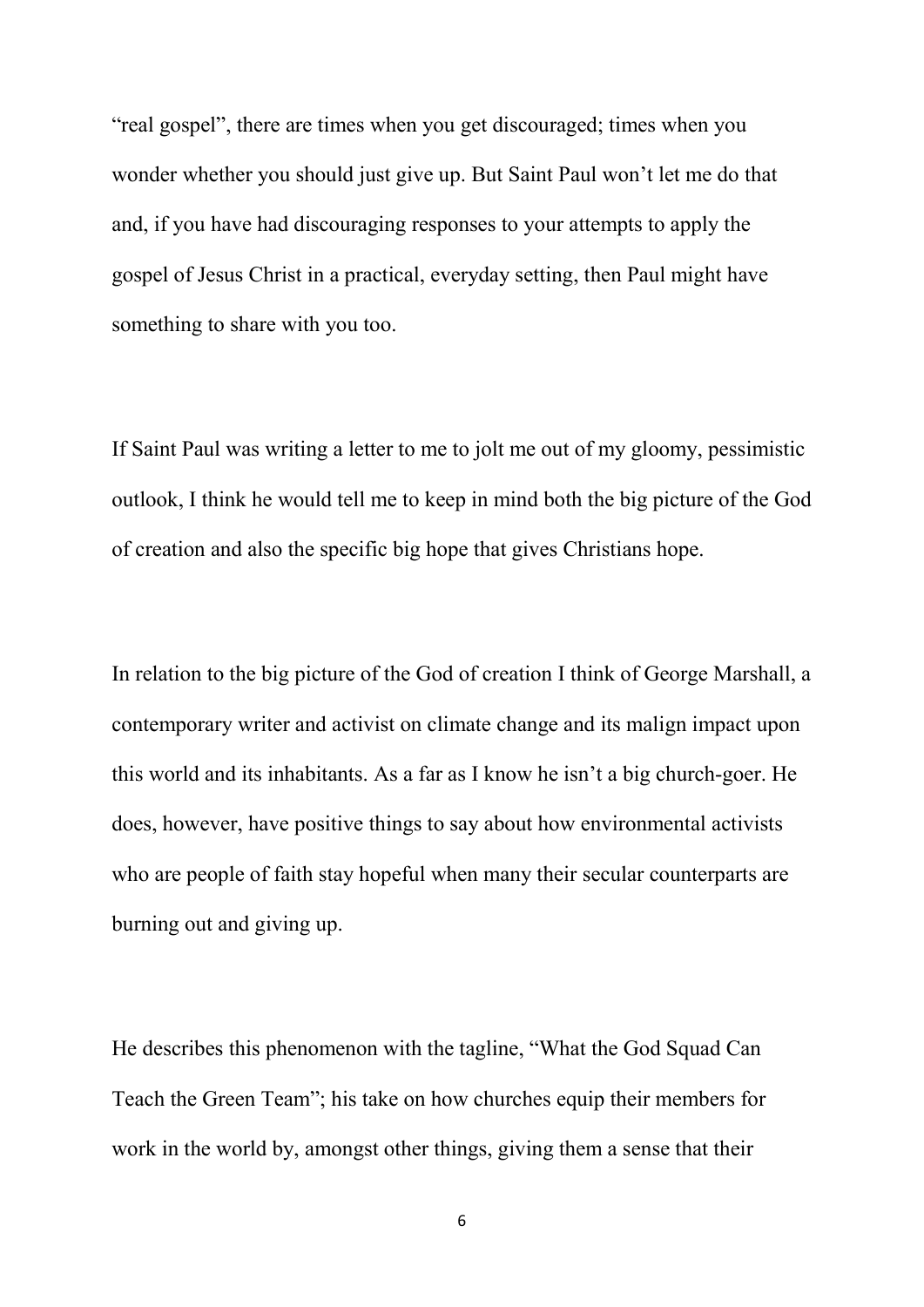"real gospel", there are times when you get discouraged; times when you wonder whether you should just give up. But Saint Paul won't let me do that and, if you have had discouraging responses to your attempts to apply the gospel of Jesus Christ in a practical, everyday setting, then Paul might have something to share with you too.

If Saint Paul was writing a letter to me to jolt me out of my gloomy, pessimistic outlook, I think he would tell me to keep in mind both the big picture of the God of creation and also the specific big hope that gives Christians hope.

In relation to the big picture of the God of creation I think of George Marshall, a contemporary writer and activist on climate change and its malign impact upon this world and its inhabitants. As a far as I know he isn't a big church-goer. He does, however, have positive things to say about how environmental activists who are people of faith stay hopeful when many their secular counterparts are burning out and giving up.

He describes this phenomenon with the tagline, "What the God Squad Can Teach the Green Team"; his take on how churches equip their members for work in the world by, amongst other things, giving them a sense that their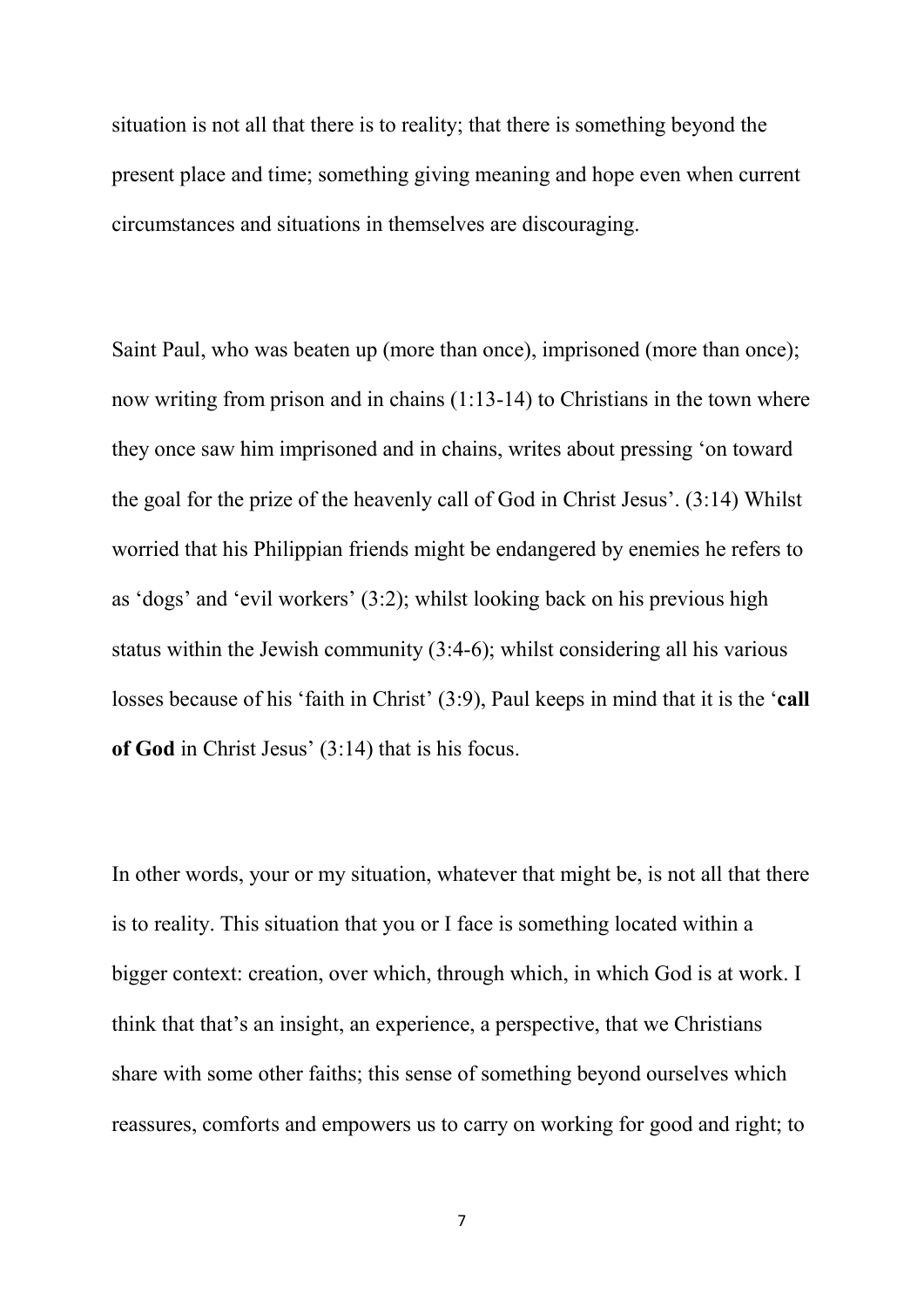situation is not all that there is to reality; that there is something beyond the present place and time; something giving meaning and hope even when current circumstances and situations in themselves are discouraging.

Saint Paul, who was beaten up (more than once), imprisoned (more than once); now writing from prison and in chains (1:13-14) to Christians in the town where they once saw him imprisoned and in chains, writes about pressing 'on toward the goal for the prize of the heavenly call of God in Christ Jesus'. (3:14) Whilst worried that his Philippian friends might be endangered by enemies he refers to as 'dogs' and 'evil workers' (3:2); whilst looking back on his previous high status within the Jewish community (3:4-6); whilst considering all his various losses because of his 'faith in Christ' (3:9), Paul keeps in mind that it is the '**call of God** in Christ Jesus' (3:14) that is his focus.

In other words, your or my situation, whatever that might be, is not all that there is to reality. This situation that you or I face is something located within a bigger context: creation, over which, through which, in which God is at work. I think that that's an insight, an experience, a perspective, that we Christians share with some other faiths; this sense of something beyond ourselves which reassures, comforts and empowers us to carry on working for good and right; to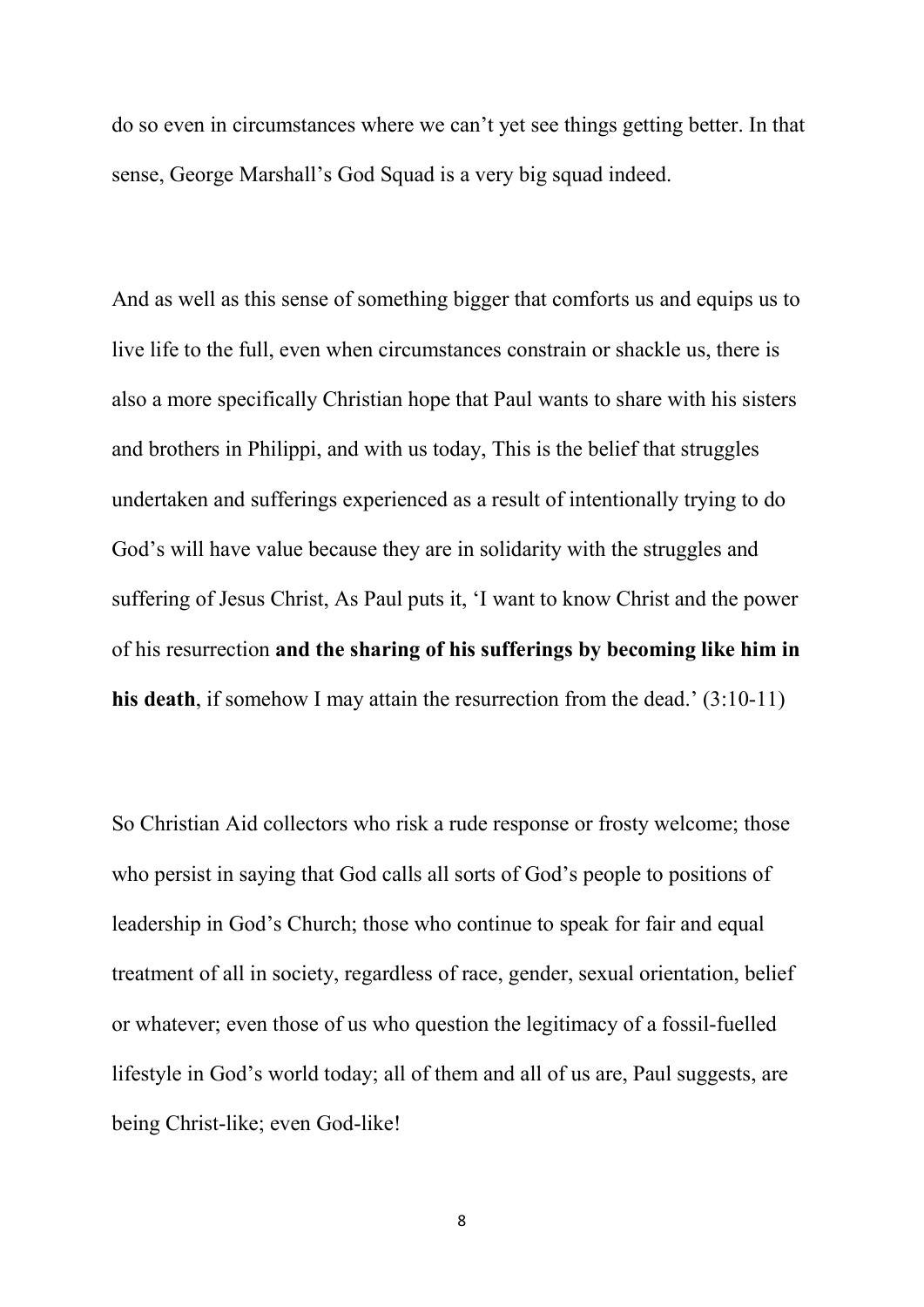do so even in circumstances where we can't yet see things getting better. In that sense, George Marshall's God Squad is a very big squad indeed.

And as well as this sense of something bigger that comforts us and equips us to live life to the full, even when circumstances constrain or shackle us, there is also a more specifically Christian hope that Paul wants to share with his sisters and brothers in Philippi, and with us today, This is the belief that struggles undertaken and sufferings experienced as a result of intentionally trying to do God's will have value because they are in solidarity with the struggles and suffering of Jesus Christ, As Paul puts it, 'I want to know Christ and the power of his resurrection **and the sharing of his sufferings by becoming like him in his death**, if somehow I may attain the resurrection from the dead.' (3:10-11)

So Christian Aid collectors who risk a rude response or frosty welcome; those who persist in saying that God calls all sorts of God's people to positions of leadership in God's Church; those who continue to speak for fair and equal treatment of all in society, regardless of race, gender, sexual orientation, belief or whatever; even those of us who question the legitimacy of a fossil-fuelled lifestyle in God's world today; all of them and all of us are, Paul suggests, are being Christ-like; even God-like!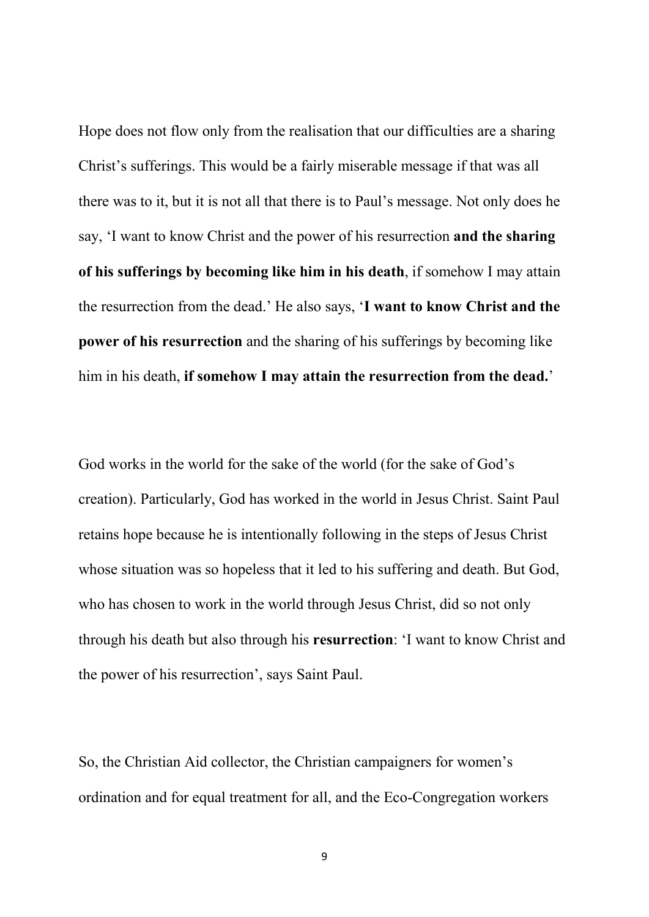Hope does not flow only from the realisation that our difficulties are a sharing Christ's sufferings. This would be a fairly miserable message if that was all there was to it, but it is not all that there is to Paul's message. Not only does he say, 'I want to know Christ and the power of his resurrection **and the sharing of his sufferings by becoming like him in his death**, if somehow I may attain the resurrection from the dead.' He also says, '**I want to know Christ and the power of his resurrection** and the sharing of his sufferings by becoming like him in his death, **if somehow I may attain the resurrection from the dead.**'

God works in the world for the sake of the world (for the sake of God's creation). Particularly, God has worked in the world in Jesus Christ. Saint Paul retains hope because he is intentionally following in the steps of Jesus Christ whose situation was so hopeless that it led to his suffering and death. But God, who has chosen to work in the world through Jesus Christ, did so not only through his death but also through his **resurrection**: 'I want to know Christ and the power of his resurrection', says Saint Paul.

So, the Christian Aid collector, the Christian campaigners for women's ordination and for equal treatment for all, and the Eco-Congregation workers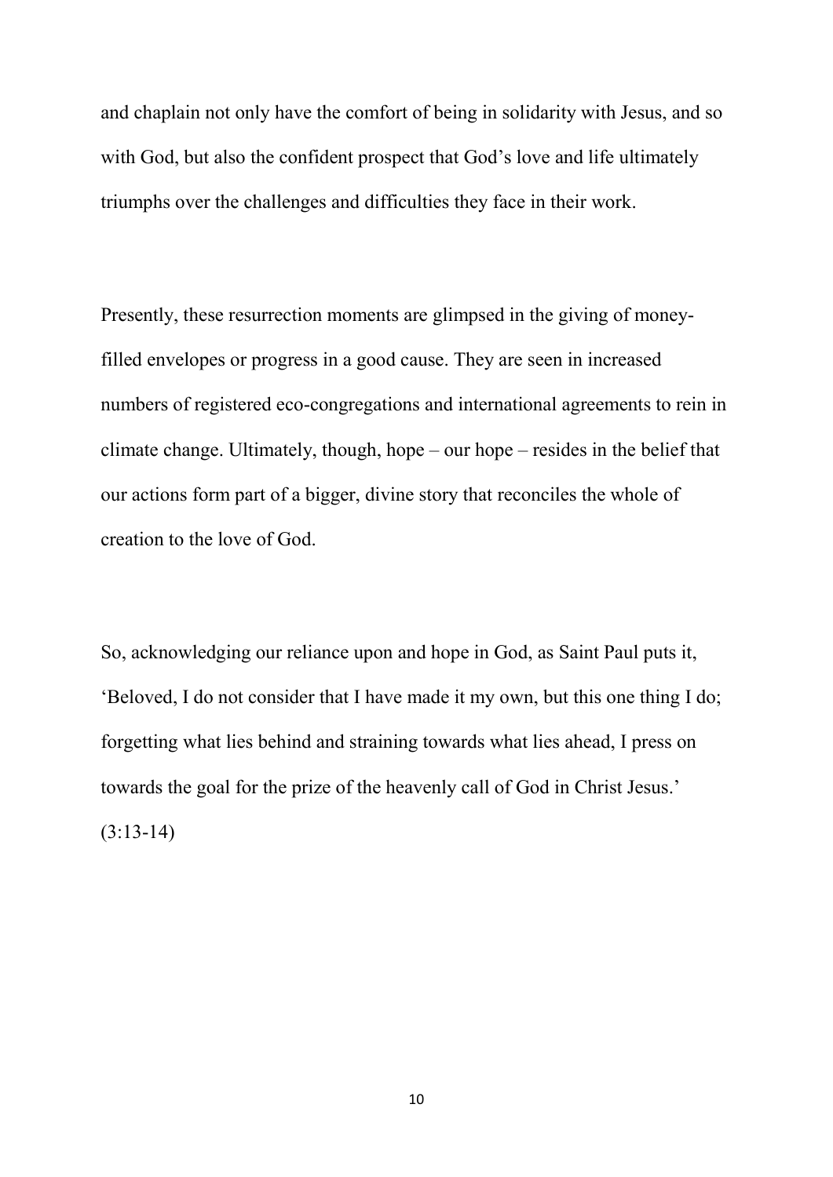and chaplain not only have the comfort of being in solidarity with Jesus, and so with God, but also the confident prospect that God's love and life ultimately triumphs over the challenges and difficulties they face in their work.

Presently, these resurrection moments are glimpsed in the giving of money-filled envelopes or progress in a good cause. They are seen in increased numbers of registered eco-congregations and international agreements to rein in climate change. Ultimately, though, hope – our hope – resides in the belief that our actions form part of a bigger, divine story that reconciles the whole of creation to the love of God.

So, acknowledging our reliance upon and hope in God, as Saint Paul puts it, 'Beloved, I do not consider that I have made it my own, but this one thing I do; forgetting what lies behind and straining towards what lies ahead, I press on towards the goal for the prize of the heavenly call of God in Christ Jesus.' (3:13-14)